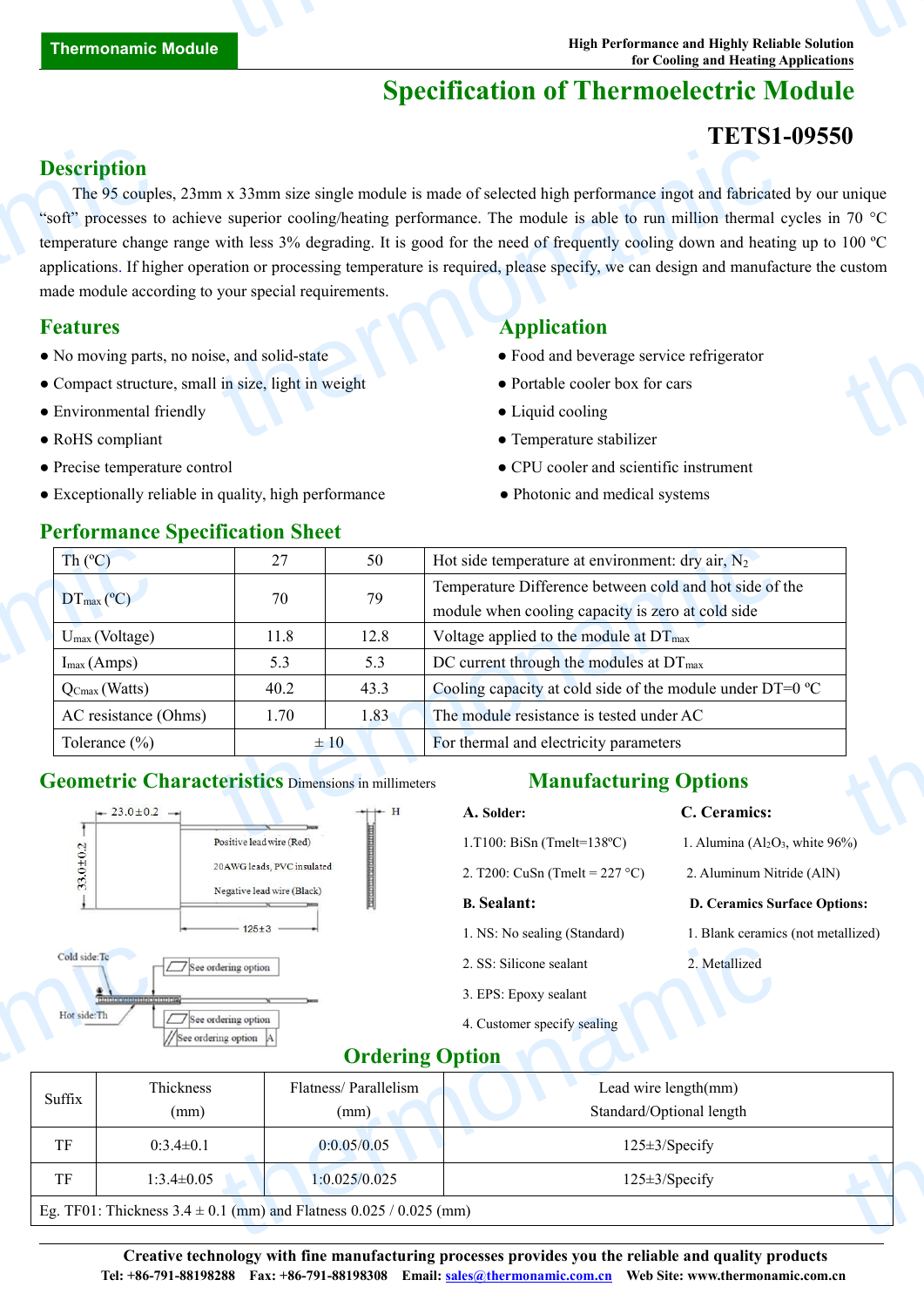Thermonamic Module

High Performance and Highly Reliable Solution
for Cooling and Heating Applications

# Specification of Thermoelectric Module

## TETS1-09550

## Description

The 95 couples, 23mm x 33mm size single module is made of selected high performance ingot and fabricated by our unique “soft” processes to achieve superior cooling/heating performance. The module is able to run million thermal cycles in 70 °C temperature change range with less 3% degrading. It is good for the need of frequently cooling down and heating up to 100 ºC applications. If higher operation or processing temperature is required, please specify, we can design and manufacture the custom made module according to your special requirements.

## Features

- No moving parts, no noise, and solid-state
- Compact structure, small in size, light in weight
- Environmental friendly
- RoHS compliant
- Precise temperature control
- Exceptionally reliable in quality, high performance

## Application

- Food and beverage service refrigerator
- Portable cooler box for cars
- Liquid cooling
- Temperature stabilizer
- CPU cooler and scientific instrument
- Photonic and medical systems

## Performance Specification Sheet

| Th (ºC) | 27 | 50 | Hot side temperature at environment: dry air, $N_2$ |
|---|---|---|---|
| $DT_{max}$ (ºC) | 70 | 79 | Temperature Difference between cold and hot side of the module when cooling capacity is zero at cold side |
| $U_{max}$ (Voltage) | 11.8 | 12.8 | Voltage applied to the module at $DT_{max}$ |
| $I_{max}$ (Amps) | 5.3 | 5.3 | DC current through the modules at $DT_{max}$ |
| $Q_{Cmax}$ (Watts) | 40.2 | 43.3 | Cooling capacity at cold side of the module under DT=0 ºC |
| AC resistance (Ohms) | 1.70 | 1.83 | The module resistance is tested under AC |
| Tolerance (%) | ± 10 | | For thermal and electricity parameters |

## Geometric Characteristics Dimensions in millimeters

23.0±0.2
33.0±0.2
H
Positive lead wire (Red)
20AWG leads, PVC insulated
Negative lead wire (Black)
125±3
Cold side:Tc
Hot side:Th
See ordering option
See ordering option
See ordering option A

## Manufacturing Options

**A. Solder:**

1. T100: BiSn (Tmelt=138ºC)
2. T200: CuSn (Tmelt = 227 °C)

**B. Sealant:**

1. NS: No sealing (Standard)
2. SS: Silicone sealant
3. EPS: Epoxy sealant
4. Customer specify sealing

**C. Ceramics:**

1. Alumina ($Al_2O_3$, white 96%)
2. Aluminum Nitride (AlN)

**D. Ceramics Surface Options:**

1. Blank ceramics (not metallized)
2. Metallized

## Ordering Option

| Suffix | Thickness (mm) | Flatness/ Parallelism (mm) | Lead wire length(mm) Standard/Optional length |
|---|---|---|---|
| TF | 0:3.4±0.1 | 0:0.05/0.05 | 125±3/Specify |
| TF | 1:3.4±0.05 | 1:0.025/0.025 | 125±3/Specify |
| Eg. TF01: Thickness 3.4 ± 0.1 (mm) and Flatness 0.025 / 0.025 (mm) | | | |

**Creative technology with fine manufacturing processes provides you the reliable and quality products**

**Tel: +86-791-88198288 Fax: +86-791-88198308 Email: sales@thermonamic.com.cn Web Site: www.thermonamic.com.cn**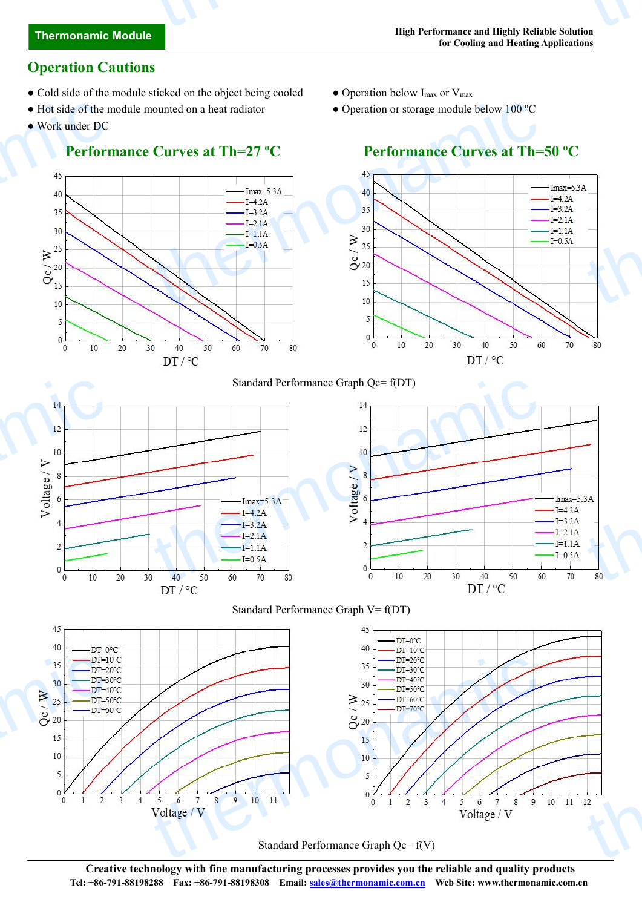## Operation Cautions

- Cold side of the module sticked on the object being cooled
- Hot side of the module mounted on a heat radiator
- Work under DC
- Operation below $I_{max}$ or $V_{max}$
- Operation or storage module below 100 ºC

### Performance Curves at Th=27 ºC

### Performance Curves at Th=50 ºC

Standard Performance Graph Qc= f(DT)

Standard Performance Graph V= f(DT)

Standard Performance Graph Qc= f(V)

**Creative technology with fine manufacturing processes provides you the reliable and quality products**

**Tel: +86-791-88198288 Fax: +86-791-88198308 Email: sales@thermonamic.com.cn Web Site: www.thermonamic.com.cn**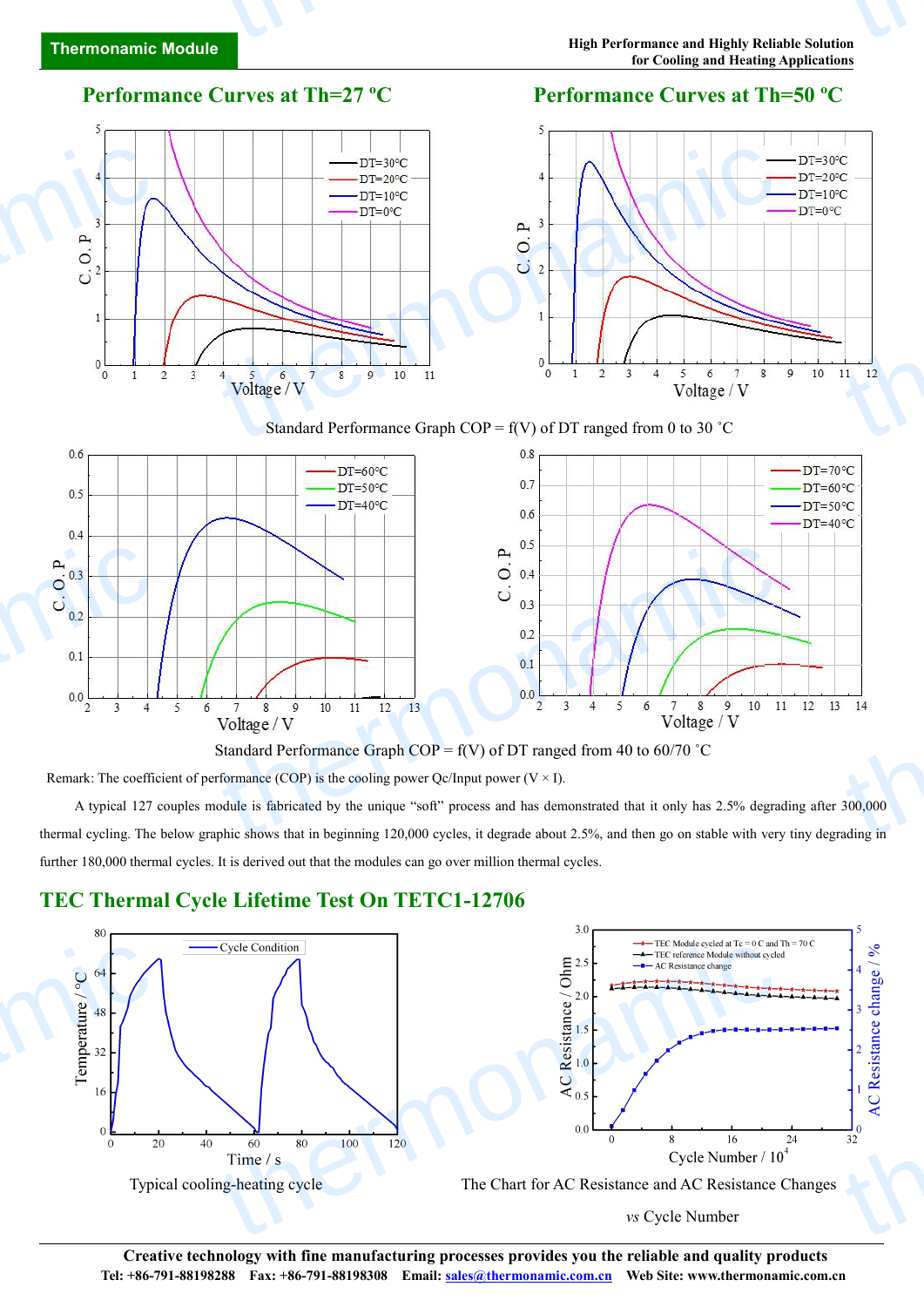## Performance Curves at Th=27 ºC

5
4
3
2
1
0
C. O. P
0 1 2 3 4 5 6 7 8 9 10 11
Voltage / V
DT=30°C
DT=20°C
DT=10°C
DT=0°C

## Performance Curves at Th=50 ºC

5
4
3
2
1
0
C. O. P
0 1 2 3 4 5 6 7 8 9 10 11 12
Voltage / V
DT=30°C
DT=20°C
DT=10°C
DT=0°C

Standard Performance Graph COP = f(V) of DT ranged from 0 to 30 ˚C

0.6
0.5
0.4
0.3
0.2
0.1
0.0
C. O. P
2 3 4 5 6 7 8 9 10 11 12 13
Voltage / V
DT=60°C
DT=50°C
DT=40°C

0.8
0.7
0.6
0.5
0.4
0.3
0.2
0.1
0.0
C. O. P
2 3 4 5 6 7 8 9 10 11 12 13 14
Voltage / V
DT=70°C
DT=60°C
DT=50°C
DT=40°C

Standard Performance Graph COP = f(V) of DT ranged from 40 to 60/70 ˚C

Remark: The coefficient of performance (COP) is the cooling power Qc/Input power (V × I).

A typical 127 couples module is fabricated by the unique "soft" process and has demonstrated that it only has 2.5% degrading after 300,000 thermal cycling. The below graphic shows that in beginning 120,000 cycles, it degrade about 2.5%, and then go on stable with very tiny degrading in further 180,000 thermal cycles. It is derived out that the modules can go over million thermal cycles.

## TEC Thermal Cycle Lifetime Test On TETC1-12706

80
64
48
32
16
0
Temperature / °C
0 20 40 60 80 100 120
Time / s
Cycle Condition

Typical cooling-heating cycle

3.0
2.5
2.0
1.5
1.0
0.5
0.0
AC Resistance / Ohm
0 8 16 24 32
Cycle Number / $10^4$
5
4
3
2
1
0
AC Resistance change / %
TEC Module cycled at Tc = 0 C and Th = 70 C
TEC reference Module without cycled
AC Resistance change

The Chart for AC Resistance and AC Resistance Changes

*vs* Cycle Number